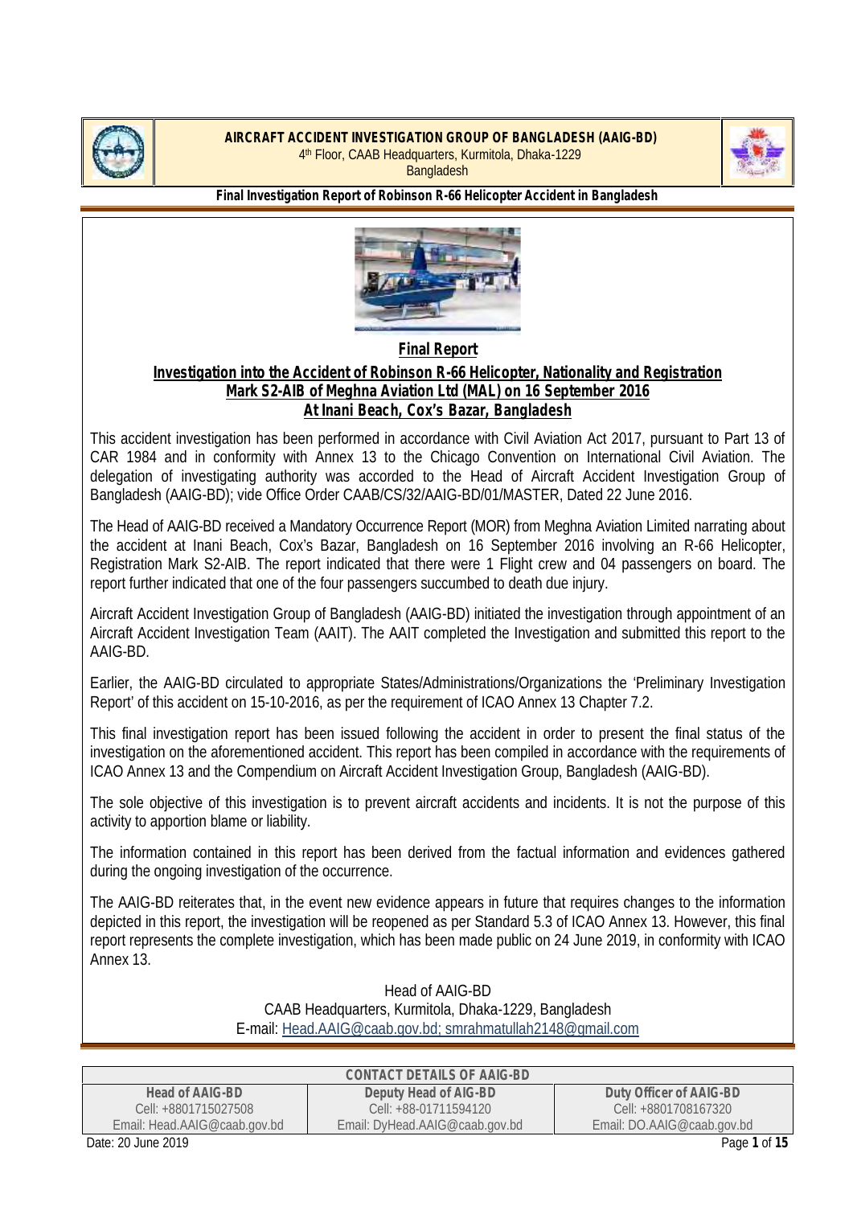**AIRCRAFT ACCIDENT INVESTIGATION GROUP OF BANGLADESH (AAIG-BD)**
4th Floor, CAAB Headquarters, Kurmitola, Dhaka-1229
Bangladesh

**Final Investigation Report of Robinson R-66 Helicopter Accident in Bangladesh**

# Final Report

## Investigation into the Accident of Robinson R-66 Helicopter, Nationality and Registration Mark S2-AIB of Meghna Aviation Ltd (MAL) on 16 September 2016 At Inani Beach, Cox's Bazar, Bangladesh

This accident investigation has been performed in accordance with Civil Aviation Act 2017, pursuant to Part 13 of CAR 1984 and in conformity with Annex 13 to the Chicago Convention on International Civil Aviation. The delegation of investigating authority was accorded to the Head of Aircraft Accident Investigation Group of Bangladesh (AAIG-BD); vide Office Order CAAB/CS/32/AAIG-BD/01/MASTER, Dated 22 June 2016.

The Head of AAIG-BD received a Mandatory Occurrence Report (MOR) from Meghna Aviation Limited narrating about the accident at Inani Beach, Cox's Bazar, Bangladesh on 16 September 2016 involving an R-66 Helicopter, Registration Mark S2-AIB. The report indicated that there were 1 Flight crew and 04 passengers on board. The report further indicated that one of the four passengers succumbed to death due injury.

Aircraft Accident Investigation Group of Bangladesh (AAIG-BD) initiated the investigation through appointment of an Aircraft Accident Investigation Team (AAIT). The AAIT completed the Investigation and submitted this report to the AAIG-BD.

Earlier, the AAIG-BD circulated to appropriate States/Administrations/Organizations the 'Preliminary Investigation Report' of this accident on 15-10-2016, as per the requirement of ICAO Annex 13 Chapter 7.2.

This final investigation report has been issued following the accident in order to present the final status of the investigation on the aforementioned accident. This report has been compiled in accordance with the requirements of ICAO Annex 13 and the Compendium on Aircraft Accident Investigation Group, Bangladesh (AAIG-BD).

The sole objective of this investigation is to prevent aircraft accidents and incidents. It is not the purpose of this activity to apportion blame or liability.

The information contained in this report has been derived from the factual information and evidences gathered during the ongoing investigation of the occurrence.

The AAIG-BD reiterates that, in the event new evidence appears in future that requires changes to the information depicted in this report, the investigation will be reopened as per Standard 5.3 of ICAO Annex 13. However, this final report represents the complete investigation, which has been made public on 24 June 2019, in conformity with ICAO Annex 13.

Head of AAIG-BD
CAAB Headquarters, Kurmitola, Dhaka-1229, Bangladesh
E-mail: Head.AAIG@caab.gov.bd; smrahmatullah2148@gmail.com

| CONTACT DETAILS OF AAIG-BD | | |
|---|---|---|
| **Head of AAIG-BD** | **Deputy Head of AIG-BD** | **Duty Officer of AAIG-BD** |
| Cell: +8801715027508 | Cell: +88-01711594120 | Cell: +8801708167320 |
| Email: Head.AAIG@caab.gov.bd | Email: DyHead.AAIG@caab.gov.bd | Email: DO.AAIG@caab.gov.bd |

Date: 20 June 2019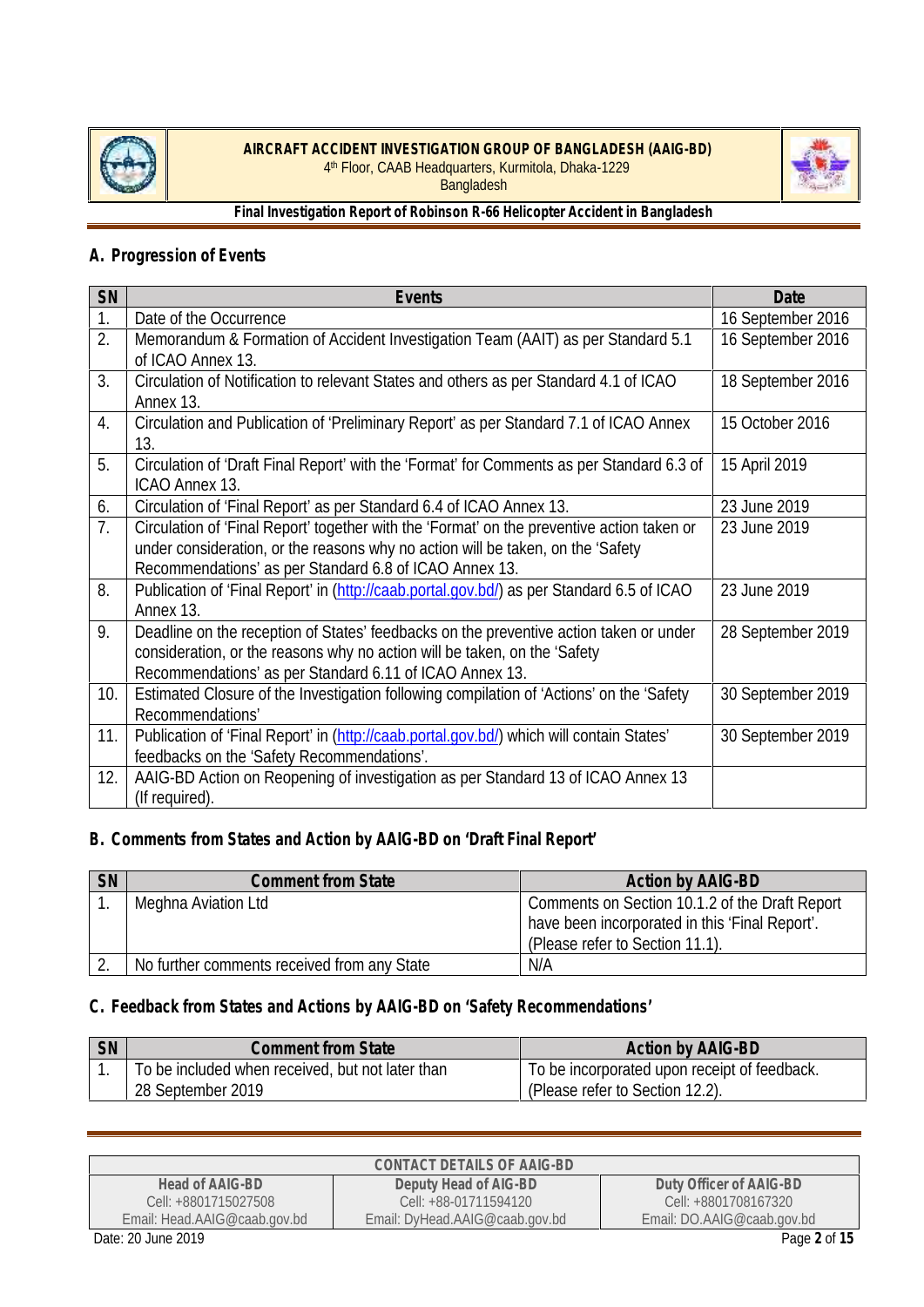## A. Progression of Events

| SN | Events | Date |
|---|---|---|
| 1. | Date of the Occurrence | 16 September 2016 |
| 2. | Memorandum & Formation of Accident Investigation Team (AAIT) as per Standard 5.1 of ICAO Annex 13. | 16 September 2016 |
| 3. | Circulation of Notification to relevant States and others as per Standard 4.1 of ICAO Annex 13. | 18 September 2016 |
| 4. | Circulation and Publication of 'Preliminary Report' as per Standard 7.1 of ICAO Annex 13. | 15 October 2016 |
| 5. | Circulation of 'Draft Final Report' with the 'Format' for Comments as per Standard 6.3 of ICAO Annex 13. | 15 April 2019 |
| 6. | Circulation of 'Final Report' as per Standard 6.4 of ICAO Annex 13. | 23 June 2019 |
| 7. | Circulation of 'Final Report' together with the 'Format' on the preventive action taken or under consideration, or the reasons why no action will be taken, on the 'Safety Recommendations' as per Standard 6.8 of ICAO Annex 13. | 23 June 2019 |
| 8. | Publication of 'Final Report' in (http://caab.portal.gov.bd/) as per Standard 6.5 of ICAO Annex 13. | 23 June 2019 |
| 9. | Deadline on the reception of States' feedbacks on the preventive action taken or under consideration, or the reasons why no action will be taken, on the 'Safety Recommendations' as per Standard 6.11 of ICAO Annex 13. | 28 September 2019 |
| 10. | Estimated Closure of the Investigation following compilation of 'Actions' on the 'Safety Recommendations' | 30 September 2019 |
| 11. | Publication of 'Final Report' in (http://caab.portal.gov.bd/) which will contain States' feedbacks on the 'Safety Recommendations'. | 30 September 2019 |
| 12. | AAIG-BD Action on Reopening of investigation as per Standard 13 of ICAO Annex 13 (If required). | |

## B. Comments from States and Action by AAIG-BD on 'Draft Final Report'

| SN | Comment from State | Action by AAIG-BD |
|---|---|---|
| 1. | Meghna Aviation Ltd | Comments on Section 10.1.2 of the Draft Report have been incorporated in this 'Final Report'. (Please refer to Section 11.1). |
| 2. | No further comments received from any State | N/A |

## C. Feedback from States and Actions by AAIG-BD on 'Safety Recommendations'

| SN | Comment from State | Action by AAIG-BD |
|---|---|---|
| 1. | To be included when received, but not later than 28 September 2019 | To be incorporated upon receipt of feedback. (Please refer to Section 12.2). |

| CONTACT DETAILS OF AAIG-BD | | |
|---|---|---|
| **Head of AAIG-BD** | **Deputy Head of AIG-BD** | **Duty Officer of AAIG-BD** |
| Cell: +8801715027508 | Cell: +88-01711594120 | Cell: +8801708167320 |
| Email: Head.AAIG@caab.gov.bd | Email: DyHead.AAIG@caab.gov.bd | Email: DO.AAIG@caab.gov.bd |

Date: 20 June 2019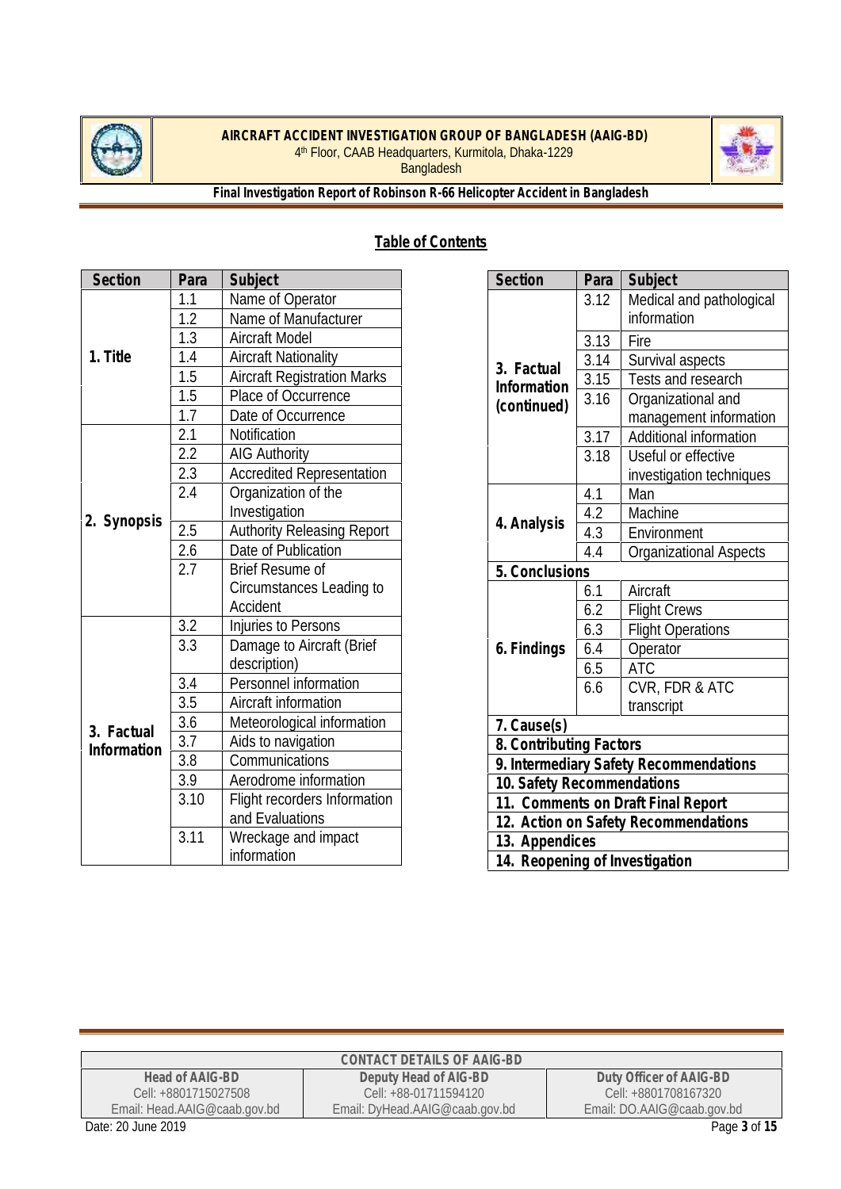## Table of Contents

| Section | Para | Subject |
|---|---|---|
| 1. Title | 1.1 | Name of Operator |
| | 1.2 | Name of Manufacturer |
| | 1.3 | Aircraft Model |
| | 1.4 | Aircraft Nationality |
| | 1.5 | Aircraft Registration Marks |
| | 1.5 | Place of Occurrence |
| | 1.7 | Date of Occurrence |
| 2. Synopsis | 2.1 | Notification |
| | 2.2 | AIG Authority |
| | 2.3 | Accredited Representation |
| | 2.4 | Organization of the Investigation |
| | 2.5 | Authority Releasing Report |
| | 2.6 | Date of Publication |
| | 2.7 | Brief Resume of Circumstances Leading to Accident |
| 3. Factual Information | 3.2 | Injuries to Persons |
| | 3.3 | Damage to Aircraft (Brief description) |
| | 3.4 | Personnel information |
| | 3.5 | Aircraft information |
| | 3.6 | Meteorological information |
| | 3.7 | Aids to navigation |
| | 3.8 | Communications |
| | 3.9 | Aerodrome information |
| | 3.10 | Flight recorders Information and Evaluations |
| | 3.11 | Wreckage and impact information |
| 3. Factual Information (continued) | 3.12 | Medical and pathological information |
| | 3.13 | Fire |
| | 3.14 | Survival aspects |
| | 3.15 | Tests and research |
| | 3.16 | Organizational and management information |
| | 3.17 | Additional information |
| | 3.18 | Useful or effective investigation techniques |
| 4. Analysis | 4.1 | Man |
| | 4.2 | Machine |
| | 4.3 | Environment |
| | 4.4 | Organizational Aspects |
| 5. Conclusions | | |
| 6. Findings | 6.1 | Aircraft |
| | 6.2 | Flight Crews |
| | 6.3 | Flight Operations |
| | 6.4 | Operator |
| | 6.5 | ATC |
| | 6.6 | CVR, FDR & ATC transcript |
| 7. Cause(s) | | |
| 8. Contributing Factors | | |
| 9. Intermediary Safety Recommendations | | |
| 10. Safety Recommendations | | |
| 11. Comments on Draft Final Report | | |
| 12. Action on Safety Recommendations | | |
| 13. Appendices | | |
| 14. Reopening of Investigation | | |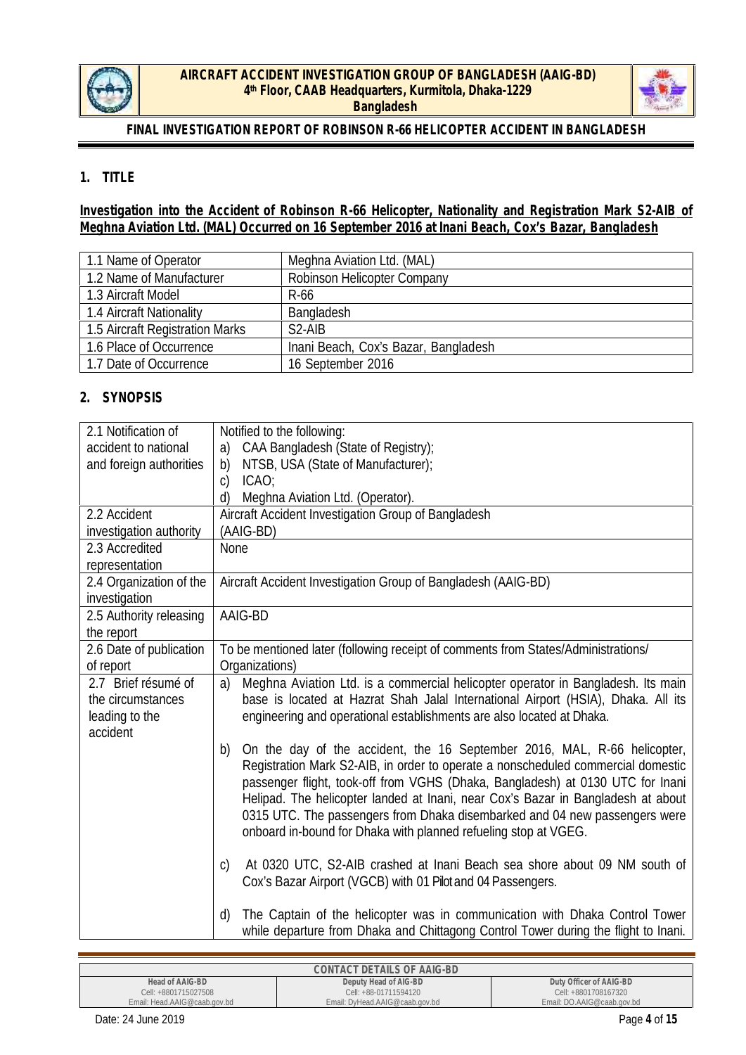## 1. TITLE

**Investigation into the Accident of Robinson R-66 Helicopter, Nationality and Registration Mark S2-AIB of Meghna Aviation Ltd. (MAL) Occurred on 16 September 2016 at Inani Beach, Cox's Bazar, Bangladesh**

| | |
|---|---|
| 1.1 Name of Operator | Meghna Aviation Ltd. (MAL) |
| 1.2 Name of Manufacturer | Robinson Helicopter Company |
| 1.3 Aircraft Model | R-66 |
| 1.4 Aircraft Nationality | Bangladesh |
| 1.5 Aircraft Registration Marks | S2-AIB |
| 1.6 Place of Occurrence | Inani Beach, Cox's Bazar, Bangladesh |
| 1.7 Date of Occurrence | 16 September 2016 |

## 2. SYNOPSIS

| | |
|---|---|
| 2.1 Notification of accident to national and foreign authorities | Notified to the following:<br>a) CAA Bangladesh (State of Registry);<br>b) NTSB, USA (State of Manufacturer);<br>c) ICAO;<br>d) Meghna Aviation Ltd. (Operator). |
| 2.2 Accident investigation authority | Aircraft Accident Investigation Group of Bangladesh (AAIG-BD) |
| 2.3 Accredited representation | None |
| 2.4 Organization of the investigation | Aircraft Accident Investigation Group of Bangladesh (AAIG-BD) |
| 2.5 Authority releasing the report | AAIG-BD |
| 2.6 Date of publication of report | To be mentioned later (following receipt of comments from States/Administrations/ Organizations) |
| 2.7 Brief résumé of the circumstances leading to the accident | a) Meghna Aviation Ltd. is a commercial helicopter operator in Bangladesh. Its main base is located at Hazrat Shah Jalal International Airport (HSIA), Dhaka. All its engineering and operational establishments are also located at Dhaka.<br><br>b) On the day of the accident, the 16 September 2016, MAL, R-66 helicopter, Registration Mark S2-AIB, in order to operate a nonscheduled commercial domestic passenger flight, took-off from VGHS (Dhaka, Bangladesh) at 0130 UTC for Inani Helipad. The helicopter landed at Inani, near Cox's Bazar in Bangladesh at about 0315 UTC. The passengers from Dhaka disembarked and 04 new passengers were onboard in-bound for Dhaka with planned refueling stop at VGEG.<br><br>c) At 0320 UTC, S2-AIB crashed at Inani Beach sea shore about 09 NM south of Cox's Bazar Airport (VGCB) with 01 Pilot and 04 Passengers.<br><br>d) The Captain of the helicopter was in communication with Dhaka Control Tower while departure from Dhaka and Chittagong Control Tower during the flight to Inani. |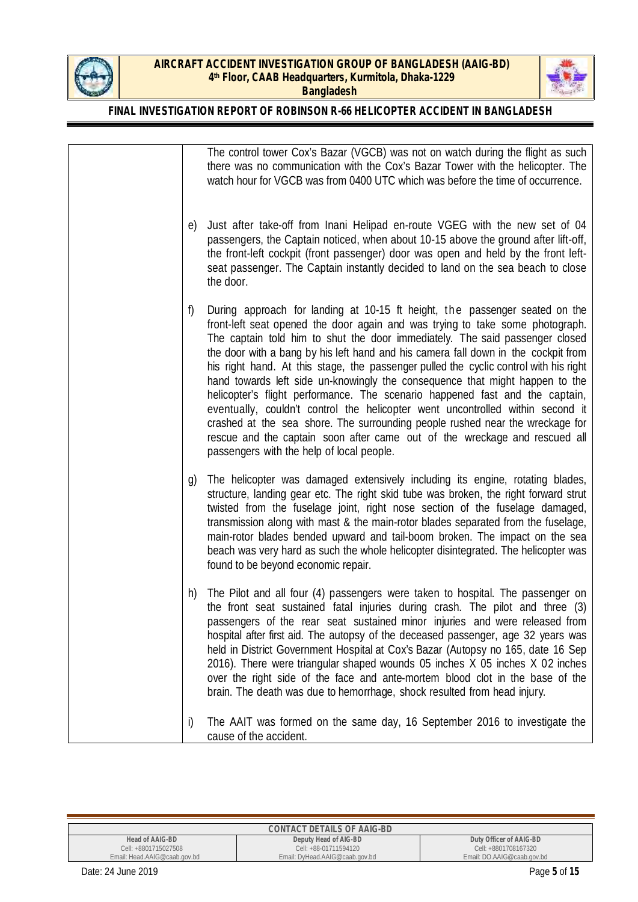The control tower Cox's Bazar (VGCB) was not on watch during the flight as such there was no communication with the Cox's Bazar Tower with the helicopter. The watch hour for VGCB was from 0400 UTC which was before the time of occurrence.

e) Just after take-off from Inani Helipad en-route VGEG with the new set of 04 passengers, the Captain noticed, when about 10-15 above the ground after lift-off, the front-left cockpit (front passenger) door was open and held by the front left-seat passenger. The Captain instantly decided to land on the sea beach to close the door.

f) During approach for landing at 10-15 ft height, the passenger seated on the front-left seat opened the door again and was trying to take some photograph. The captain told him to shut the door immediately. The said passenger closed the door with a bang by his left hand and his camera fall down in the cockpit from his right hand. At this stage, the passenger pulled the cyclic control with his right hand towards left side un-knowingly the consequence that might happen to the helicopter's flight performance. The scenario happened fast and the captain, eventually, couldn't control the helicopter went uncontrolled within second it crashed at the sea shore. The surrounding people rushed near the wreckage for rescue and the captain soon after came out of the wreckage and rescued all passengers with the help of local people.

g) The helicopter was damaged extensively including its engine, rotating blades, structure, landing gear etc. The right skid tube was broken, the right forward strut twisted from the fuselage joint, right nose section of the fuselage damaged, transmission along with mast & the main-rotor blades separated from the fuselage, main-rotor blades bended upward and tail-boom broken. The impact on the sea beach was very hard as such the whole helicopter disintegrated. The helicopter was found to be beyond economic repair.

h) The Pilot and all four (4) passengers were taken to hospital. The passenger on the front seat sustained fatal injuries during crash. The pilot and three (3) passengers of the rear seat sustained minor injuries and were released from hospital after first aid. The autopsy of the deceased passenger, age 32 years was held in District Government Hospital at Cox's Bazar (Autopsy no 165, date 16 Sep 2016). There were triangular shaped wounds 05 inches X 05 inches X 02 inches over the right side of the face and ante-mortem blood clot in the base of the brain. The death was due to hemorrhage, shock resulted from head injury.

i) The AAIT was formed on the same day, 16 September 2016 to investigate the cause of the accident.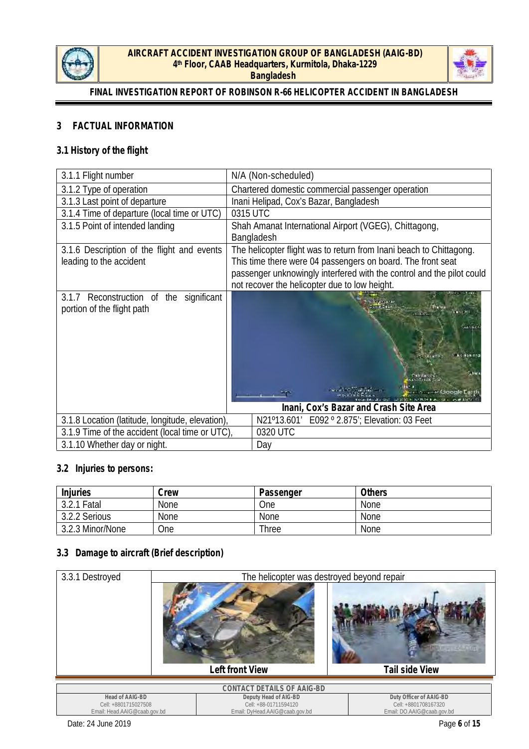## 3 FACTUAL INFORMATION

### 3.1 History of the flight

| | |
|---|---|
| 3.1.1 Flight number | N/A (Non-scheduled) |
| 3.1.2 Type of operation | Chartered domestic commercial passenger operation |
| 3.1.3 Last point of departure | Inani Helipad, Cox's Bazar, Bangladesh |
| 3.1.4 Time of departure (local time or UTC) | 0315 UTC |
| 3.1.5 Point of intended landing | Shah Amanat International Airport (VGEG), Chittagong, Bangladesh |
| 3.1.6 Description of the flight and events leading to the accident | The helicopter flight was to return from Inani beach to Chittagong. This time there were 04 passengers on board. The front seat passenger unknowingly interfered with the control and the pilot could not recover the helicopter due to low height. |
| 3.1.7 Reconstruction of the significant portion of the flight path | Inani, Cox's Bazar and Crash Site Area |
| 3.1.8 Location (latitude, longitude, elevation), | N21º13.601' E092 º 2.875'; Elevation: 03 Feet |
| 3.1.9 Time of the accident (local time or UTC), | 0320 UTC |
| 3.1.10 Whether day or night. | Day |

### 3.2 Injuries to persons:

| Injuries | Crew | Passenger | Others |
|---|---|---|---|
| 3.2.1 Fatal | None | One | None |
| 3.2.2 Serious | None | None | None |
| 3.2.3 Minor/None | One | Three | None |

### 3.3 Damage to aircraft (Brief description)

| | | |
|---|---|---|
| 3.3.1 Destroyed | The helicopter was destroyed beyond repair | |
| | Left front View | Tail side View |

**CONTACT DETAILS OF AAIG-BD**

| Head of AAIG-BD | Deputy Head of AIG-BD | Duty Officer of AAIG-BD |
|---|---|---|
| Cell: +8801715027508 | Cell: +88-01711594120 | Cell: +8801708167320 |
| Email: Head.AAIG@caab.gov.bd | Email: DyHead.AAIG@caab.gov.bd | Email: DO.AAIG@caab.gov.bd |

Date: 24 June 2019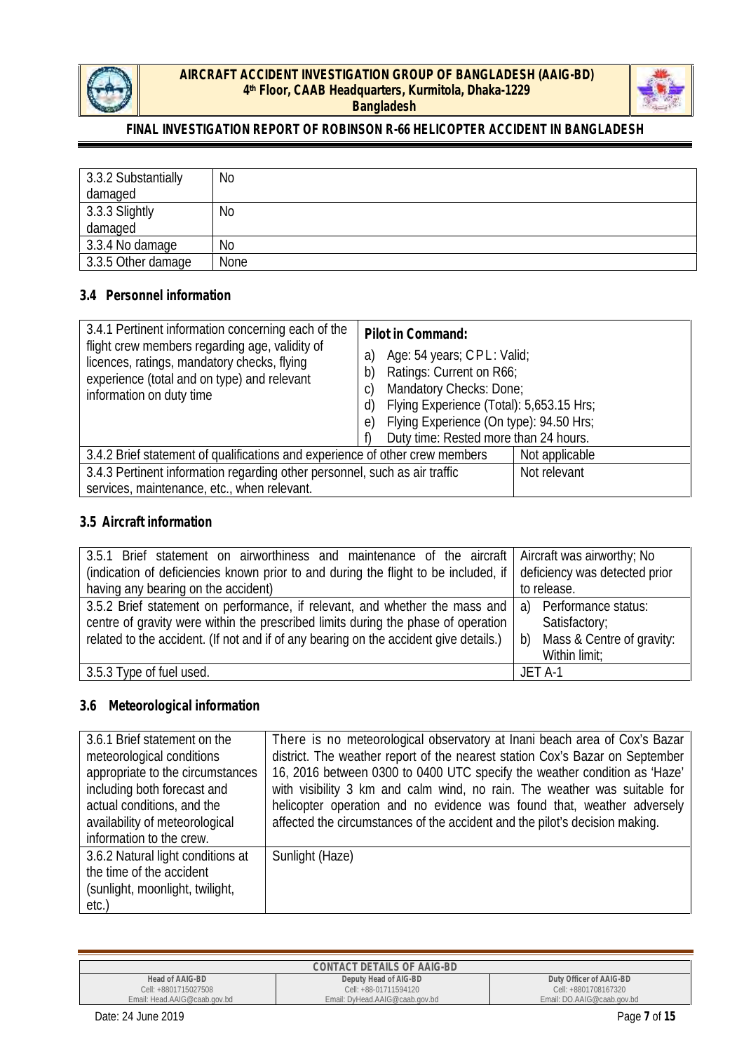| 3.3.2 Substantially damaged | No |
|---|---|
| 3.3.3 Slightly damaged | No |
| 3.3.4 No damage | No |
| 3.3.5 Other damage | None |

## 3.4 Personnel information

| 3.4.1 Pertinent information concerning each of the flight crew members regarding age, validity of licences, ratings, mandatory checks, flying experience (total and on type) and relevant information on duty time | **Pilot in Command:**<br>a) Age: 54 years; CPL: Valid;<br>b) Ratings: Current on R66;<br>c) Mandatory Checks: Done;<br>d) Flying Experience (Total): 5,653.15 Hrs;<br>e) Flying Experience (On type): 94.50 Hrs;<br>f) Duty time: Rested more than 24 hours. |
|---|---|
| 3.4.2 Brief statement of qualifications and experience of other crew members | Not applicable |
| 3.4.3 Pertinent information regarding other personnel, such as air traffic services, maintenance, etc., when relevant. | Not relevant |

## 3.5 Aircraft information

| 3.5.1 Brief statement on airworthiness and maintenance of the aircraft (indication of deficiencies known prior to and during the flight to be included, if having any bearing on the accident) | Aircraft was airworthy; No deficiency was detected prior to release. |
|---|---|
| 3.5.2 Brief statement on performance, if relevant, and whether the mass and centre of gravity were within the prescribed limits during the phase of operation related to the accident. (If not and if of any bearing on the accident give details.) | a) Performance status: Satisfactory;<br>b) Mass & Centre of gravity: Within limit; |
| 3.5.3 Type of fuel used. | JET A-1 |

## 3.6 Meteorological information

| 3.6.1 Brief statement on the meteorological conditions appropriate to the circumstances including both forecast and actual conditions, and the availability of meteorological information to the crew. | There is no meteorological observatory at Inani beach area of Cox's Bazar district. The weather report of the nearest station Cox's Bazar on September 16, 2016 between 0300 to 0400 UTC specify the weather condition as 'Haze' with visibility 3 km and calm wind, no rain. The weather was suitable for helicopter operation and no evidence was found that, weather adversely affected the circumstances of the accident and the pilot's decision making. |
|---|---|
| 3.6.2 Natural light conditions at the time of the accident (sunlight, moonlight, twilight, etc.) | Sunlight (Haze) |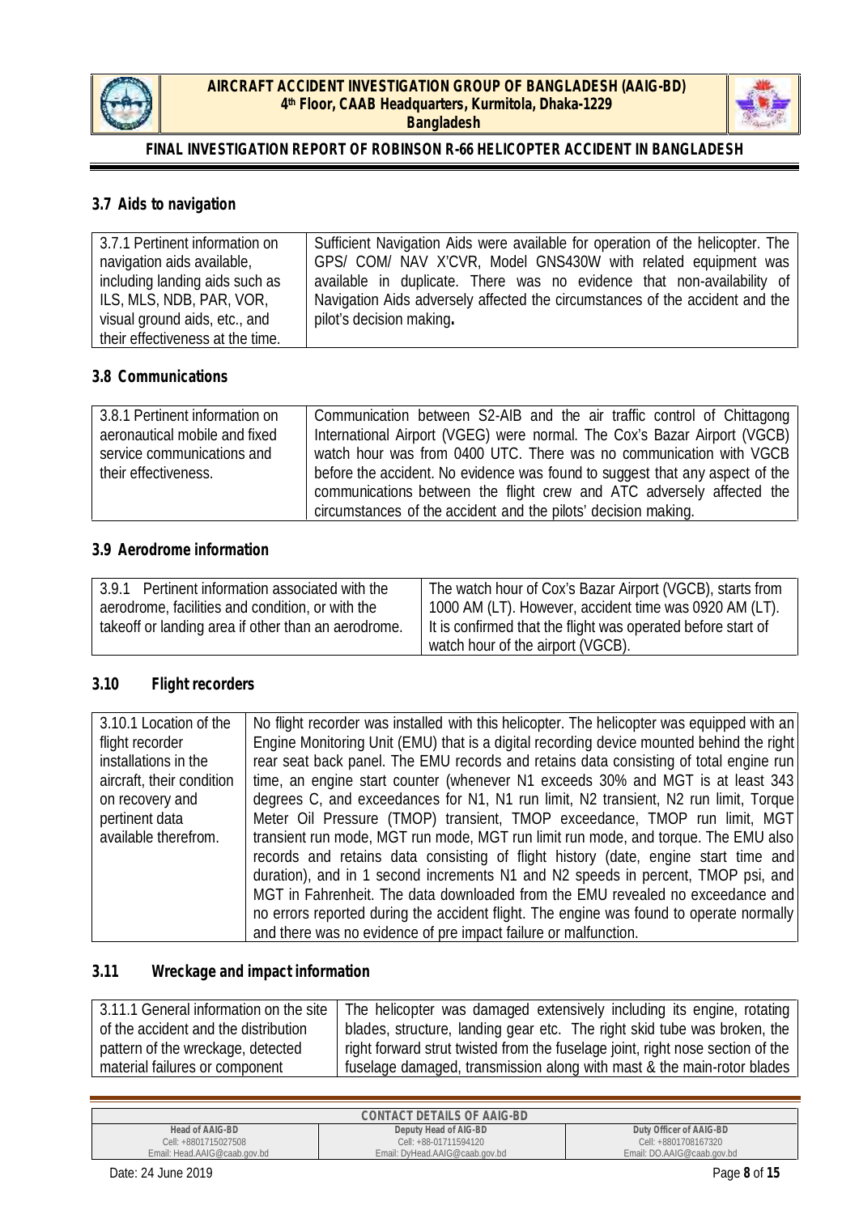### 3.7 Aids to navigation

| | |
|---|---|
| 3.7.1 Pertinent information on navigation aids available, including landing aids such as ILS, MLS, NDB, PAR, VOR, visual ground aids, etc., and their effectiveness at the time. | Sufficient Navigation Aids were available for operation of the helicopter. The GPS/ COM/ NAV X'CVR, Model GNS430W with related equipment was available in duplicate. There was no evidence that non-availability of Navigation Aids adversely affected the circumstances of the accident and the pilot's decision making**.** |

### 3.8 Communications

| | |
|---|---|
| 3.8.1 Pertinent information on aeronautical mobile and fixed service communications and their effectiveness. | Communication between S2-AIB and the air traffic control of Chittagong International Airport (VGEG) were normal. The Cox's Bazar Airport (VGCB) watch hour was from 0400 UTC. There was no communication with VGCB before the accident. No evidence was found to suggest that any aspect of the communications between the flight crew and ATC adversely affected the circumstances of the accident and the pilots' decision making. |

### 3.9 Aerodrome information

| | |
|---|---|
| 3.9.1 Pertinent information associated with the aerodrome, facilities and condition, or with the takeoff or landing area if other than an aerodrome. | The watch hour of Cox's Bazar Airport (VGCB), starts from 1000 AM (LT). However, accident time was 0920 AM (LT). It is confirmed that the flight was operated before start of watch hour of the airport (VGCB). |

### 3.10 Flight recorders

| | |
|---|---|
| 3.10.1 Location of the flight recorder installations in the aircraft, their condition on recovery and pertinent data available therefrom. | No flight recorder was installed with this helicopter. The helicopter was equipped with an Engine Monitoring Unit (EMU) that is a digital recording device mounted behind the right rear seat back panel. The EMU records and retains data consisting of total engine run time, an engine start counter (whenever N1 exceeds 30% and MGT is at least 343 degrees C, and exceedances for N1, N1 run limit, N2 transient, N2 run limit, Torque Meter Oil Pressure (TMOP) transient, TMOP exceedance, TMOP run limit, MGT transient run mode, MGT run mode, MGT run limit run mode, and torque. The EMU also records and retains data consisting of flight history (date, engine start time and duration), and in 1 second increments N1 and N2 speeds in percent, TMOP psi, and MGT in Fahrenheit. The data downloaded from the EMU revealed no exceedance and no errors reported during the accident flight. The engine was found to operate normally and there was no evidence of pre impact failure or malfunction. |

### 3.11 Wreckage and impact information

| | |
|---|---|
| 3.11.1 General information on the site of the accident and the distribution pattern of the wreckage, detected material failures or component | The helicopter was damaged extensively including its engine, rotating blades, structure, landing gear etc. The right skid tube was broken, the right forward strut twisted from the fuselage joint, right nose section of the fuselage damaged, transmission along with mast & the main-rotor blades |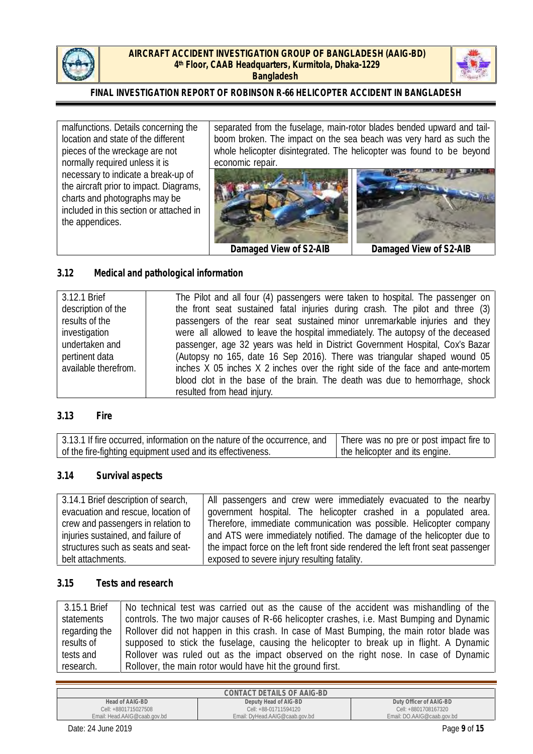| | |
|---|---|
| malfunctions. Details concerning the location and state of the different pieces of the wreckage are not normally required unless it is necessary to indicate a break-up of the aircraft prior to impact. Diagrams, charts and photographs may be included in this section or attached in the appendices. | separated from the fuselage, main-rotor blades bended upward and tail-boom broken. The impact on the sea beach was very hard as such the whole helicopter disintegrated. The helicopter was found to be beyond economic repair. |

Damaged View of S2-AIB | Damaged View of S2-AIB

### 3.12 Medical and pathological information

| | |
|---|---|
| 3.12.1 Brief description of the results of the investigation undertaken and pertinent data available therefrom. | The Pilot and all four (4) passengers were taken to hospital. The passenger on the front seat sustained fatal injuries during crash. The pilot and three (3) passengers of the rear seat sustained minor unremarkable injuries and they were all allowed to leave the hospital immediately. The autopsy of the deceased passenger, age 32 years was held in District Government Hospital, Cox's Bazar (Autopsy no 165, date 16 Sep 2016). There was triangular shaped wound 05 inches X 05 inches X 2 inches over the right side of the face and ante-mortem blood clot in the base of the brain. The death was due to hemorrhage, shock resulted from head injury. |

### 3.13 Fire

| | |
|---|---|
| 3.13.1 If fire occurred, information on the nature of the occurrence, and of the fire-fighting equipment used and its effectiveness. | There was no pre or post impact fire to the helicopter and its engine. |

### 3.14 Survival aspects

| | |
|---|---|
| 3.14.1 Brief description of search, evacuation and rescue, location of crew and passengers in relation to injuries sustained, and failure of structures such as seats and seat-belt attachments. | All passengers and crew were immediately evacuated to the nearby government hospital. The helicopter crashed in a populated area. Therefore, immediate communication was possible. Helicopter company and ATS were immediately notified. The damage of the helicopter due to the impact force on the left front side rendered the left front seat passenger exposed to severe injury resulting fatality. |

### 3.15 Tests and research

| | |
|---|---|
| 3.15.1 Brief statements regarding the results of tests and research. | No technical test was carried out as the cause of the accident was mishandling of the controls. The two major causes of R-66 helicopter crashes, i.e. Mast Bumping and Dynamic Rollover did not happen in this crash. In case of Mast Bumping, the main rotor blade was supposed to stick the fuselage, causing the helicopter to break up in flight. A Dynamic Rollover was ruled out as the impact observed on the right nose. In case of Dynamic Rollover, the main rotor would have hit the ground first. |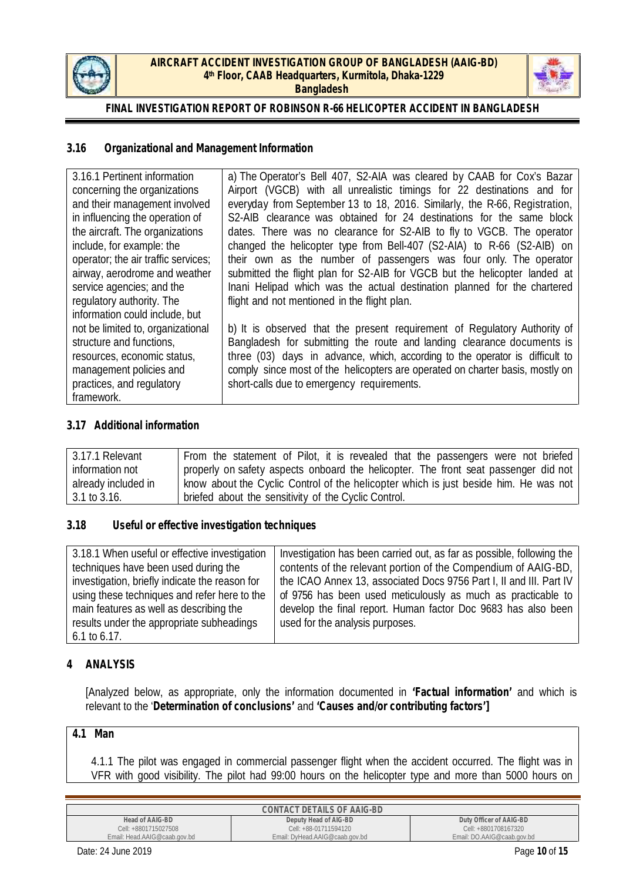### 3.16 Organizational and Management Information

| | |
|---|---|
| 3.16.1 Pertinent information concerning the organizations and their management involved in influencing the operation of the aircraft. The organizations include, for example: the operator; the air traffic services; airway, aerodrome and weather service agencies; and the regulatory authority. The information could include, but not be limited to, organizational structure and functions, resources, economic status, management policies and practices, and regulatory framework. | a) The Operator's Bell 407, S2-AIA was cleared by CAAB for Cox's Bazar Airport (VGCB) with all unrealistic timings for 22 destinations and for everyday from September 13 to 18, 2016. Similarly, the R-66, Registration, S2-AIB clearance was obtained for 24 destinations for the same block dates. There was no clearance for S2-AIB to fly to VGCB. The operator changed the helicopter type from Bell-407 (S2-AIA) to R-66 (S2-AIB) on their own as the number of passengers was four only. The operator submitted the flight plan for S2-AIB for VGCB but the helicopter landed at Inani Helipad which was the actual destination planned for the chartered flight and not mentioned in the flight plan.<br><br>b) It is observed that the present requirement of Regulatory Authority of Bangladesh for submitting the route and landing clearance documents is three (03) days in advance, which, according to the operator is difficult to comply since most of the helicopters are operated on charter basis, mostly on short-calls due to emergency requirements. |

### 3.17 Additional information

| | |
|---|---|
| 3.17.1 Relevant information not already included in 3.1 to 3.16. | From the statement of Pilot, it is revealed that the passengers were not briefed properly on safety aspects onboard the helicopter. The front seat passenger did not know about the Cyclic Control of the helicopter which is just beside him. He was not briefed about the sensitivity of the Cyclic Control. |

### 3.18 Useful or effective investigation techniques

| | |
|---|---|
| 3.18.1 When useful or effective investigation techniques have been used during the investigation, briefly indicate the reason for using these techniques and refer here to the main features as well as describing the results under the appropriate subheadings 6.1 to 6.17. | Investigation has been carried out, as far as possible, following the contents of the relevant portion of the Compendium of AAIG-BD, the ICAO Annex 13, associated Docs 9756 Part I, II and III. Part IV of 9756 has been used meticulously as much as practicable to develop the final report. Human factor Doc 9683 has also been used for the analysis purposes. |

## 4 ANALYSIS

[Analyzed below, as appropriate, only the information documented in **'Factual information'** and which is relevant to the '**Determination of conclusions'** and **'Causes and/or contributing factors']**

### 4.1 Man

4.1.1 The pilot was engaged in commercial passenger flight when the accident occurred. The flight was in VFR with good visibility. The pilot had 99:00 hours on the helicopter type and more than 5000 hours on

| CONTACT DETAILS OF AAIG-BD | | |
|---|---|---|
| **Head of AAIG-BD**<br>Cell: +8801715027508<br>Email: Head.AAIG@caab.gov.bd | **Deputy Head of AIG-BD**<br>Cell: +88-01711594120<br>Email: DyHead.AAIG@caab.gov.bd | **Duty Officer of AAIG-BD**<br>Cell: +8801708167320<br>Email: DO.AAIG@caab.gov.bd |

Date: 24 June 2019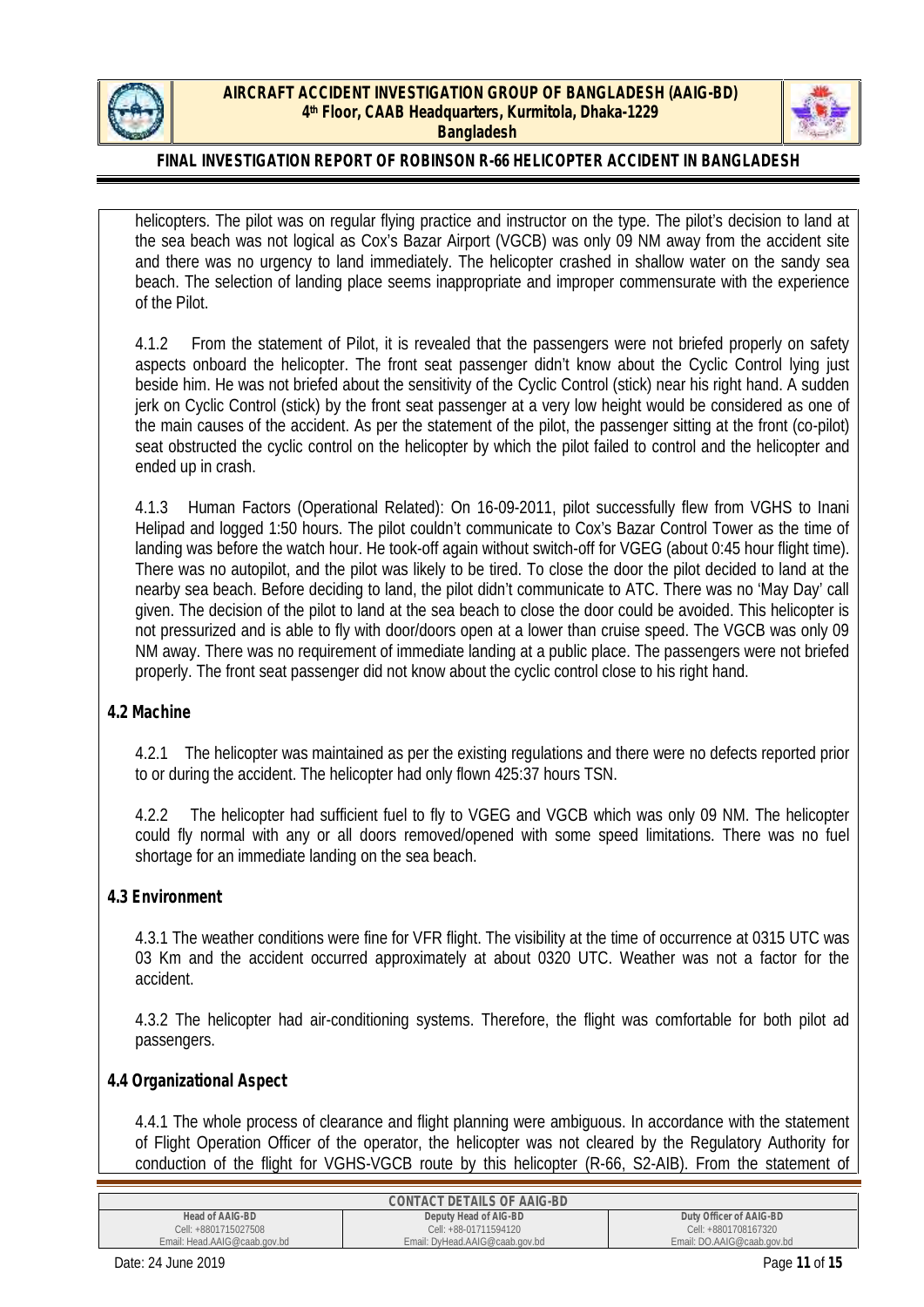helicopters. The pilot was on regular flying practice and instructor on the type. The pilot's decision to land at the sea beach was not logical as Cox's Bazar Airport (VGCB) was only 09 NM away from the accident site and there was no urgency to land immediately. The helicopter crashed in shallow water on the sandy sea beach. The selection of landing place seems inappropriate and improper commensurate with the experience of the Pilot.

4.1.2 From the statement of Pilot, it is revealed that the passengers were not briefed properly on safety aspects onboard the helicopter. The front seat passenger didn't know about the Cyclic Control lying just beside him. He was not briefed about the sensitivity of the Cyclic Control (stick) near his right hand. A sudden jerk on Cyclic Control (stick) by the front seat passenger at a very low height would be considered as one of the main causes of the accident. As per the statement of the pilot, the passenger sitting at the front (co-pilot) seat obstructed the cyclic control on the helicopter by which the pilot failed to control and the helicopter and ended up in crash.

4.1.3 Human Factors (Operational Related): On 16-09-2011, pilot successfully flew from VGHS to Inani Helipad and logged 1:50 hours. The pilot couldn't communicate to Cox's Bazar Control Tower as the time of landing was before the watch hour. He took-off again without switch-off for VGEG (about 0:45 hour flight time). There was no autopilot, and the pilot was likely to be tired. To close the door the pilot decided to land at the nearby sea beach. Before deciding to land, the pilot didn't communicate to ATC. There was no 'May Day' call given. The decision of the pilot to land at the sea beach to close the door could be avoided. This helicopter is not pressurized and is able to fly with door/doors open at a lower than cruise speed. The VGCB was only 09 NM away. There was no requirement of immediate landing at a public place. The passengers were not briefed properly. The front seat passenger did not know about the cyclic control close to his right hand.

### 4.2 Machine

4.2.1 The helicopter was maintained as per the existing regulations and there were no defects reported prior to or during the accident. The helicopter had only flown 425:37 hours TSN.

4.2.2 The helicopter had sufficient fuel to fly to VGEG and VGCB which was only 09 NM. The helicopter could fly normal with any or all doors removed/opened with some speed limitations. There was no fuel shortage for an immediate landing on the sea beach.

### 4.3 Environment

4.3.1 The weather conditions were fine for VFR flight. The visibility at the time of occurrence at 0315 UTC was 03 Km and the accident occurred approximately at about 0320 UTC. Weather was not a factor for the accident.

4.3.2 The helicopter had air-conditioning systems. Therefore, the flight was comfortable for both pilot ad passengers.

### 4.4 Organizational Aspect

4.4.1 The whole process of clearance and flight planning were ambiguous. In accordance with the statement of Flight Operation Officer of the operator, the helicopter was not cleared by the Regulatory Authority for conduction of the flight for VGHS-VGCB route by this helicopter (R-66, S2-AIB). From the statement of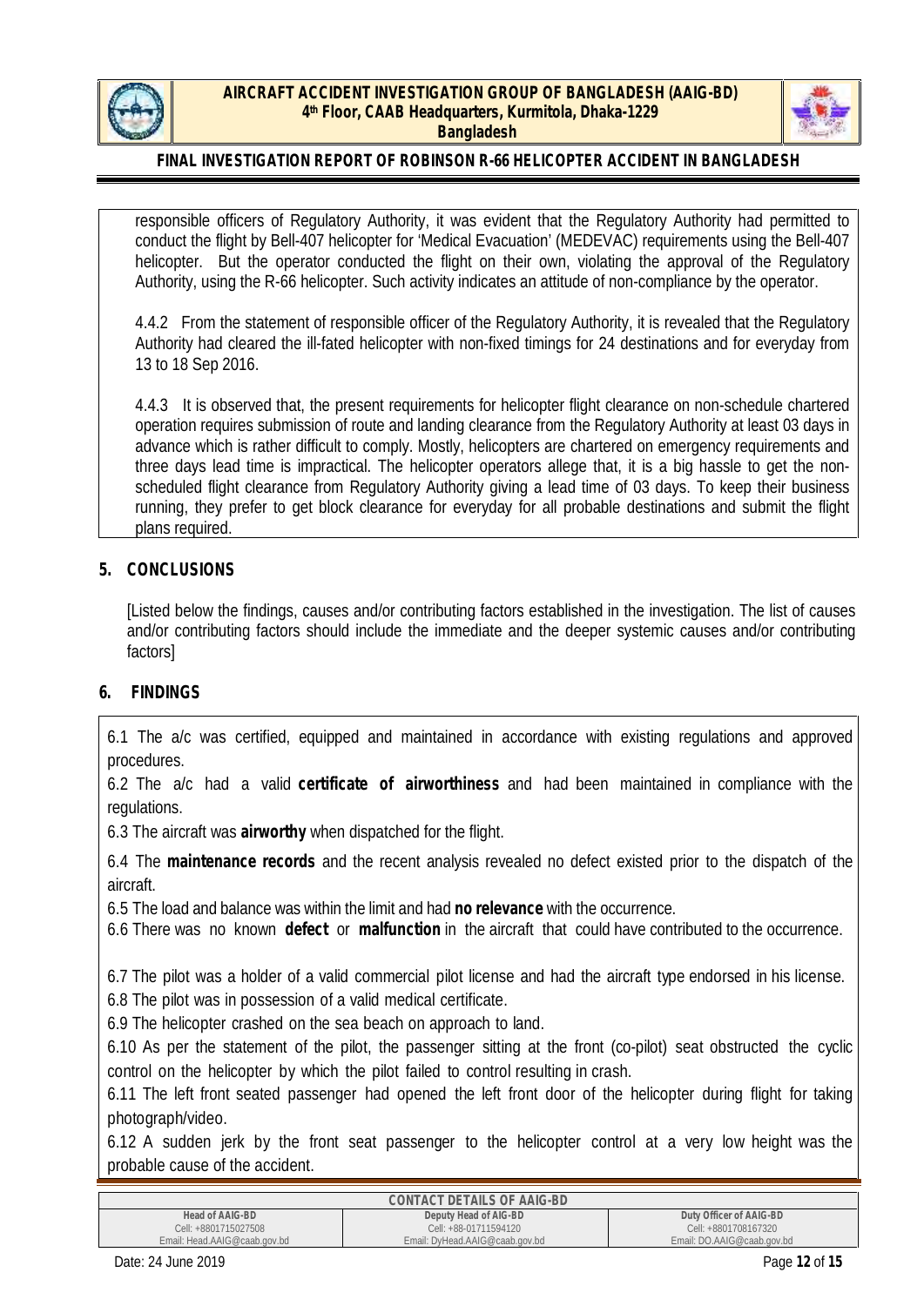responsible officers of Regulatory Authority, it was evident that the Regulatory Authority had permitted to conduct the flight by Bell-407 helicopter for 'Medical Evacuation' (MEDEVAC) requirements using the Bell-407 helicopter. But the operator conducted the flight on their own, violating the approval of the Regulatory Authority, using the R-66 helicopter. Such activity indicates an attitude of non-compliance by the operator.

4.4.2 From the statement of responsible officer of the Regulatory Authority, it is revealed that the Regulatory Authority had cleared the ill-fated helicopter with non-fixed timings for 24 destinations and for everyday from 13 to 18 Sep 2016.

4.4.3 It is observed that, the present requirements for helicopter flight clearance on non-schedule chartered operation requires submission of route and landing clearance from the Regulatory Authority at least 03 days in advance which is rather difficult to comply. Mostly, helicopters are chartered on emergency requirements and three days lead time is impractical. The helicopter operators allege that, it is a big hassle to get the non-scheduled flight clearance from Regulatory Authority giving a lead time of 03 days. To keep their business running, they prefer to get block clearance for everyday for all probable destinations and submit the flight plans required.

## 5. CONCLUSIONS

[Listed below the findings, causes and/or contributing factors established in the investigation. The list of causes and/or contributing factors should include the immediate and the deeper systemic causes and/or contributing factors]

## 6. FINDINGS

6.1 The a/c was certified, equipped and maintained in accordance with existing regulations and approved procedures.

6.2 The a/c had a valid **certificate of airworthiness** and had been maintained in compliance with the regulations.

6.3 The aircraft was **airworthy** when dispatched for the flight.

6.4 The **maintenance records** and the recent analysis revealed no defect existed prior to the dispatch of the aircraft.

6.5 The load and balance was within the limit and had **no relevance** with the occurrence.

6.6 There was no known **defect** or **malfunction** in the aircraft that could have contributed to the occurrence.

6.7 The pilot was a holder of a valid commercial pilot license and had the aircraft type endorsed in his license.

6.8 The pilot was in possession of a valid medical certificate.

6.9 The helicopter crashed on the sea beach on approach to land.

6.10 As per the statement of the pilot, the passenger sitting at the front (co-pilot) seat obstructed the cyclic control on the helicopter by which the pilot failed to control resulting in crash.

6.11 The left front seated passenger had opened the left front door of the helicopter during flight for taking photograph/video.

6.12 A sudden jerk by the front seat passenger to the helicopter control at a very low height was the probable cause of the accident.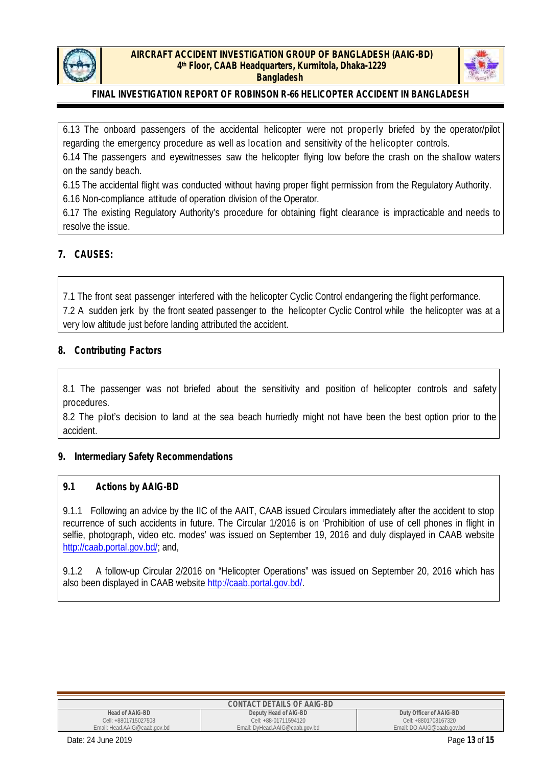6.13 The onboard passengers of the accidental helicopter were not properly briefed by the operator/pilot regarding the emergency procedure as well as location and sensitivity of the helicopter controls.

6.14 The passengers and eyewitnesses saw the helicopter flying low before the crash on the shallow waters on the sandy beach.

6.15 The accidental flight was conducted without having proper flight permission from the Regulatory Authority.

6.16 Non-compliance attitude of operation division of the Operator.

6.17 The existing Regulatory Authority's procedure for obtaining flight clearance is impracticable and needs to resolve the issue.

## 7. CAUSES:

7.1 The front seat passenger interfered with the helicopter Cyclic Control endangering the flight performance.

7.2 A sudden jerk by the front seated passenger to the helicopter Cyclic Control while the helicopter was at a very low altitude just before landing attributed the accident.

## 8. Contributing Factors

8.1 The passenger was not briefed about the sensitivity and position of helicopter controls and safety procedures.

8.2 The pilot's decision to land at the sea beach hurriedly might not have been the best option prior to the accident.

## 9. Intermediary Safety Recommendations

### 9.1 Actions by AAIG-BD

9.1.1 Following an advice by the IIC of the AAIT, CAAB issued Circulars immediately after the accident to stop recurrence of such accidents in future. The Circular 1/2016 is on 'Prohibition of use of cell phones in flight in selfie, photograph, video etc. modes' was issued on September 19, 2016 and duly displayed in CAAB website http://caab.portal.gov.bd/; and,

9.1.2 A follow-up Circular 2/2016 on "Helicopter Operations" was issued on September 20, 2016 which has also been displayed in CAAB website http://caab.portal.gov.bd/.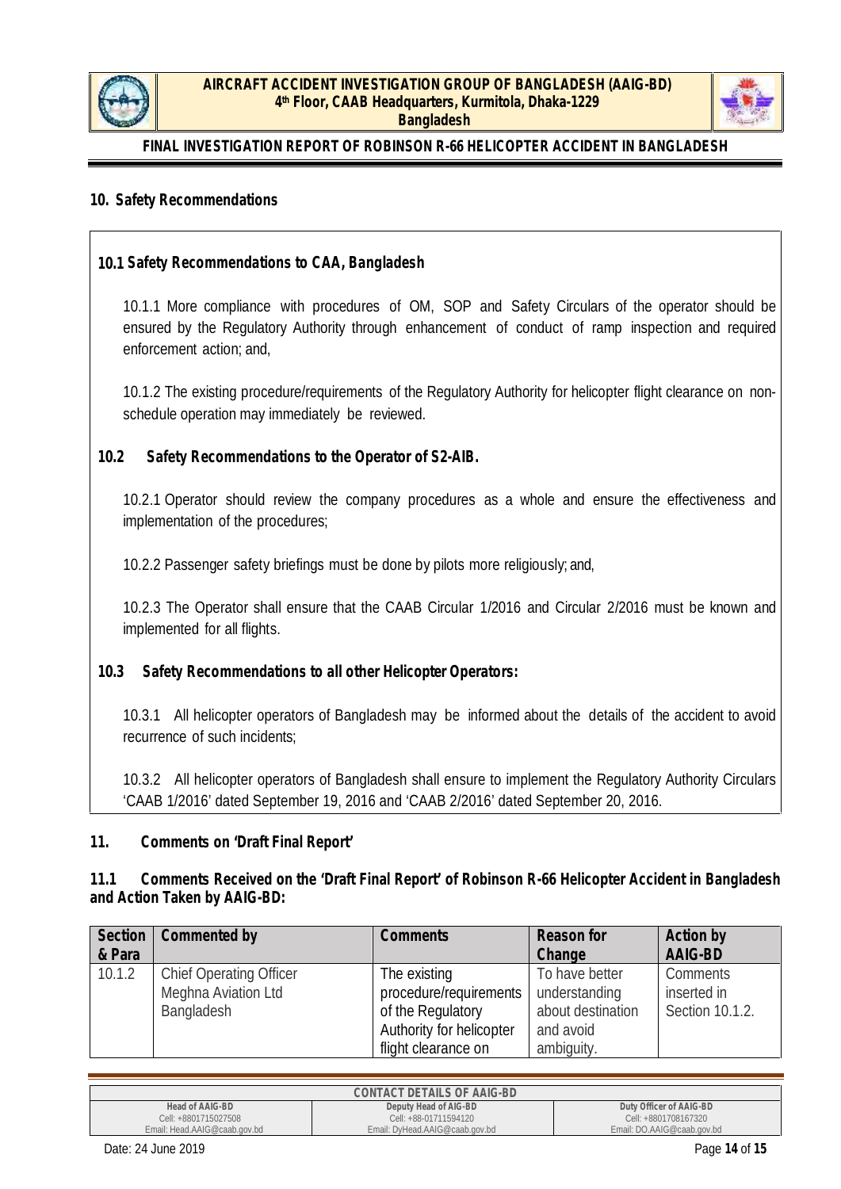## 10. Safety Recommendations

### 10.1 Safety Recommendations to CAA, Bangladesh

10.1.1 More compliance with procedures of OM, SOP and Safety Circulars of the operator should be ensured by the Regulatory Authority through enhancement of conduct of ramp inspection and required enforcement action; and,

10.1.2 The existing procedure/requirements of the Regulatory Authority for helicopter flight clearance on non-schedule operation may immediately be reviewed.

### 10.2 Safety Recommendations to the Operator of S2-AIB.

10.2.1 Operator should review the company procedures as a whole and ensure the effectiveness and implementation of the procedures;

10.2.2 Passenger safety briefings must be done by pilots more religiously; and,

10.2.3 The Operator shall ensure that the CAAB Circular 1/2016 and Circular 2/2016 must be known and implemented for all flights.

### 10.3 Safety Recommendations to all other Helicopter Operators:

10.3.1 All helicopter operators of Bangladesh may be informed about the details of the accident to avoid recurrence of such incidents;

10.3.2 All helicopter operators of Bangladesh shall ensure to implement the Regulatory Authority Circulars 'CAAB 1/2016' dated September 19, 2016 and 'CAAB 2/2016' dated September 20, 2016.

## 11. Comments on 'Draft Final Report'

### 11.1 Comments Received on the 'Draft Final Report' of Robinson R-66 Helicopter Accident in Bangladesh and Action Taken by AAIG-BD:

| Section & Para | Commented by | Comments | Reason for Change | Action by AAIG-BD |
|---|---|---|---|---|
| 10.1.2 | Chief Operating Officer Meghna Aviation Ltd Bangladesh | The existing procedure/requirements of the Regulatory Authority for helicopter flight clearance on | To have better understanding about destination and avoid ambiguity. | Comments inserted in Section 10.1.2. |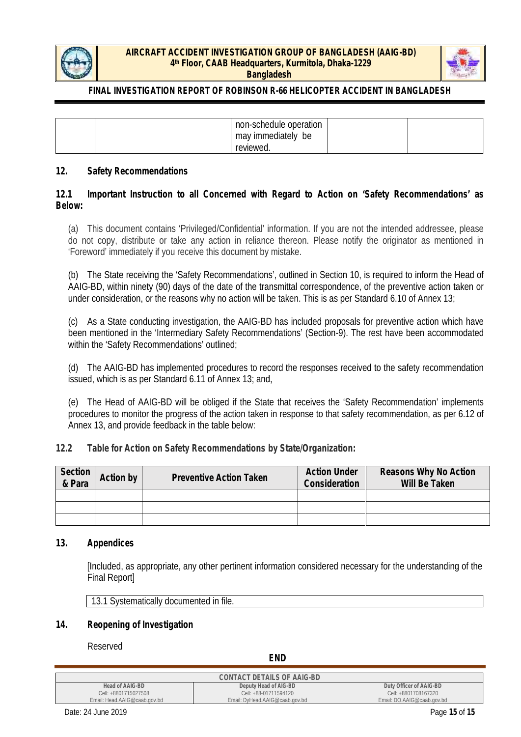| | | | | |
|---|---|---|---|---|
| | | non-schedule operation may immediately be reviewed. | | |

## 12. Safety Recommendations

### 12.1 Important Instruction to all Concerned with Regard to Action on 'Safety Recommendations' as Below:

(a) This document contains 'Privileged/Confidential' information. If you are not the intended addressee, please do not copy, distribute or take any action in reliance thereon. Please notify the originator as mentioned in 'Foreword' immediately if you receive this document by mistake.

(b) The State receiving the 'Safety Recommendations', outlined in Section 10, is required to inform the Head of AAIG-BD, within ninety (90) days of the date of the transmittal correspondence, of the preventive action taken or under consideration, or the reasons why no action will be taken. This is as per Standard 6.10 of Annex 13;

(c) As a State conducting investigation, the AAIG-BD has included proposals for preventive action which have been mentioned in the 'Intermediary Safety Recommendations' (Section-9). The rest have been accommodated within the 'Safety Recommendations' outlined;

(d) The AAIG-BD has implemented procedures to record the responses received to the safety recommendation issued, which is as per Standard 6.11 of Annex 13; and,

(e) The Head of AAIG-BD will be obliged if the State that receives the 'Safety Recommendation' implements procedures to monitor the progress of the action taken in response to that safety recommendation, as per 6.12 of Annex 13, and provide feedback in the table below:

### 12.2 Table for Action on Safety Recommendations by State/Organization:

| Section & Para | Action by | Preventive Action Taken | Action Under Consideration | Reasons Why No Action Will Be Taken |
|---|---|---|---|---|
| | | | | |
| | | | | |
| | | | | |

## 13. Appendices

[Included, as appropriate, any other pertinent information considered necessary for the understanding of the Final Report]

13.1 Systematically documented in file.

## 14. Reopening of Investigation

Reserved

**END**

| CONTACT DETAILS OF AAIG-BD | | |
|---|---|---|
| **Head of AAIG-BD** | **Deputy Head of AIG-BD** | **Duty Officer of AAIG-BD** |
| Cell: +8801715027508 | Cell: +88-01711594120 | Cell: +8801708167320 |
| Email: Head.AAIG@caab.gov.bd | Email: DyHead.AAIG@caab.gov.bd | Email: DO.AAIG@caab.gov.bd |

Date: 24 June 2019